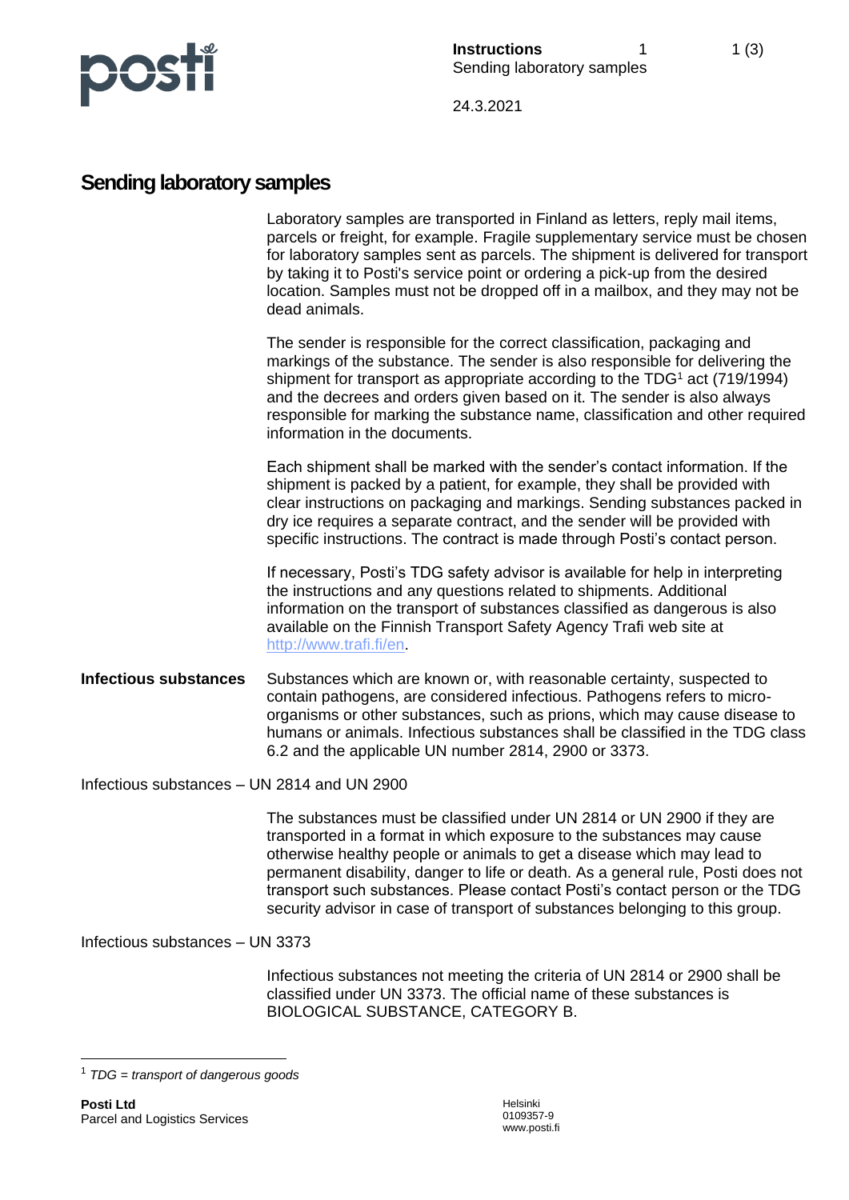# Sending laboratory samples

Laboratory samples are transported in Finland as letters, reply mail items, parcels or freight, for example. Fragile supplementary service must be chosen for laboratory samples sent as parcels. The shipment is delivered for transport by taking it to Posti's service point or ordering a pick-up from the desired location. Samples must not be dropped off in a mailbox, and they may not be dead animals.

The sender is responsible for the correct classification, packaging and markings of the substance. The sender is also responsible for delivering the shipment for transport as appropriate according to the TDG[1] act (719/1994) and the decrees and orders given based on it. The sender is also always responsible for marking the substance name, classification and other required information in the documents.

Each shipment shall be marked with the sender's contact information. If the shipment is packed by a patient, for example, they shall be provided with clear instructions on packaging and markings. Sending substances packed in dry ice requires a separate contract, and the sender will be provided with specific instructions. The contract is made through Posti's contact person.

If necessary, Posti's TDG safety advisor is available for help in interpreting the instructions and any questions related to shipments. Additional information on the transport of substances classified as dangerous is also available on the Finnish Transport Safety Agency Trafi web site at http://www.trafi.fi/en.

**Infectious substances**

Substances which are known or, with reasonable certainty, suspected to contain pathogens, are considered infectious. Pathogens refers to micro-organisms or other substances, such as prions, which may cause disease to humans or animals. Infectious substances shall be classified in the TDG class 6.2 and the applicable UN number 2814, 2900 or 3373.

Infectious substances – UN 2814 and UN 2900

The substances must be classified under UN 2814 or UN 2900 if they are transported in a format in which exposure to the substances may cause otherwise healthy people or animals to get a disease which may lead to permanent disability, danger to life or death. As a general rule, Posti does not transport such substances. Please contact Posti's contact person or the TDG security advisor in case of transport of substances belonging to this group.

Infectious substances – UN 3373

Infectious substances not meeting the criteria of UN 2814 or 2900 shall be classified under UN 3373. The official name of these substances is BIOLOGICAL SUBSTANCE, CATEGORY B.

---

[1] *TDG = transport of dangerous goods*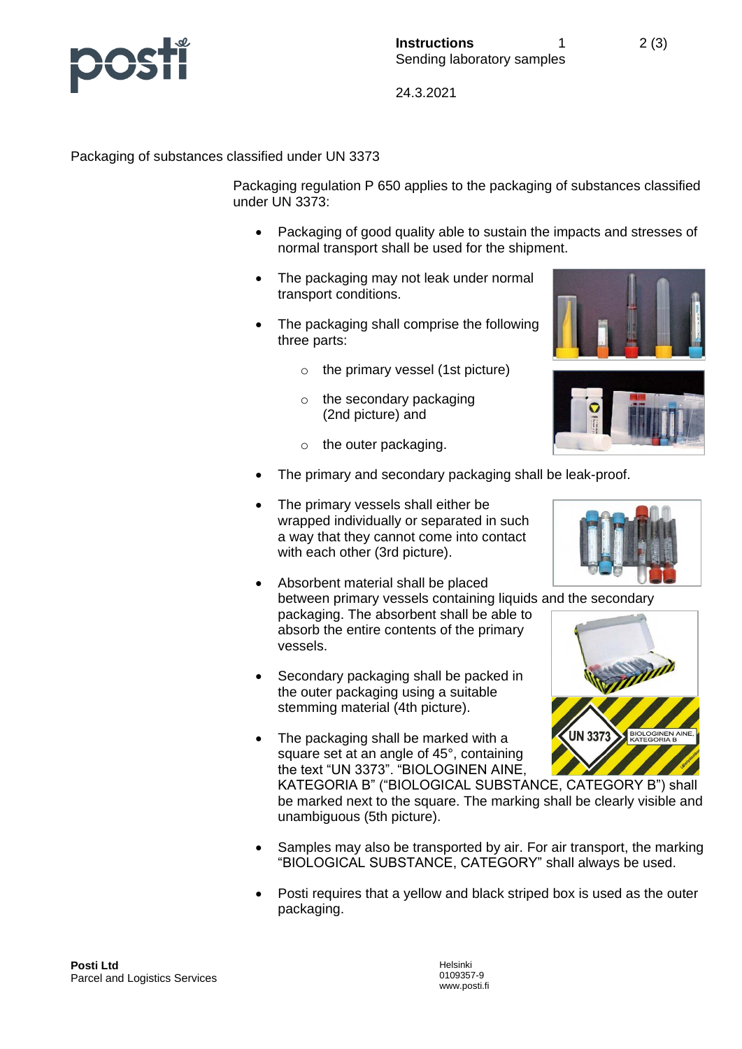Packaging of substances classified under UN 3373

Packaging regulation P 650 applies to the packaging of substances classified under UN 3373:

- Packaging of good quality able to sustain the impacts and stresses of normal transport shall be used for the shipment.
- The packaging may not leak under normal transport conditions.
- The packaging shall comprise the following three parts:
  - the primary vessel (1st picture)
  - the secondary packaging (2nd picture) and
  - the outer packaging.
- The primary and secondary packaging shall be leak-proof.
- The primary vessels shall either be wrapped individually or separated in such a way that they cannot come into contact with each other (3rd picture).
- Absorbent material shall be placed between primary vessels containing liquids and the secondary packaging. The absorbent shall be able to absorb the entire contents of the primary vessels.
- Secondary packaging shall be packed in the outer packaging using a suitable stemming material (4th picture).
- The packaging shall be marked with a square set at an angle of 45°, containing the text "UN 3373". "BIOLOGINEN AINE, KATEGORIA B" ("BIOLOGICAL SUBSTANCE, CATEGORY B") shall be marked next to the square. The marking shall be clearly visible and unambiguous (5th picture).
- Samples may also be transported by air. For air transport, the marking "BIOLOGICAL SUBSTANCE, CATEGORY" shall always be used.
- Posti requires that a yellow and black striped box is used as the outer packaging.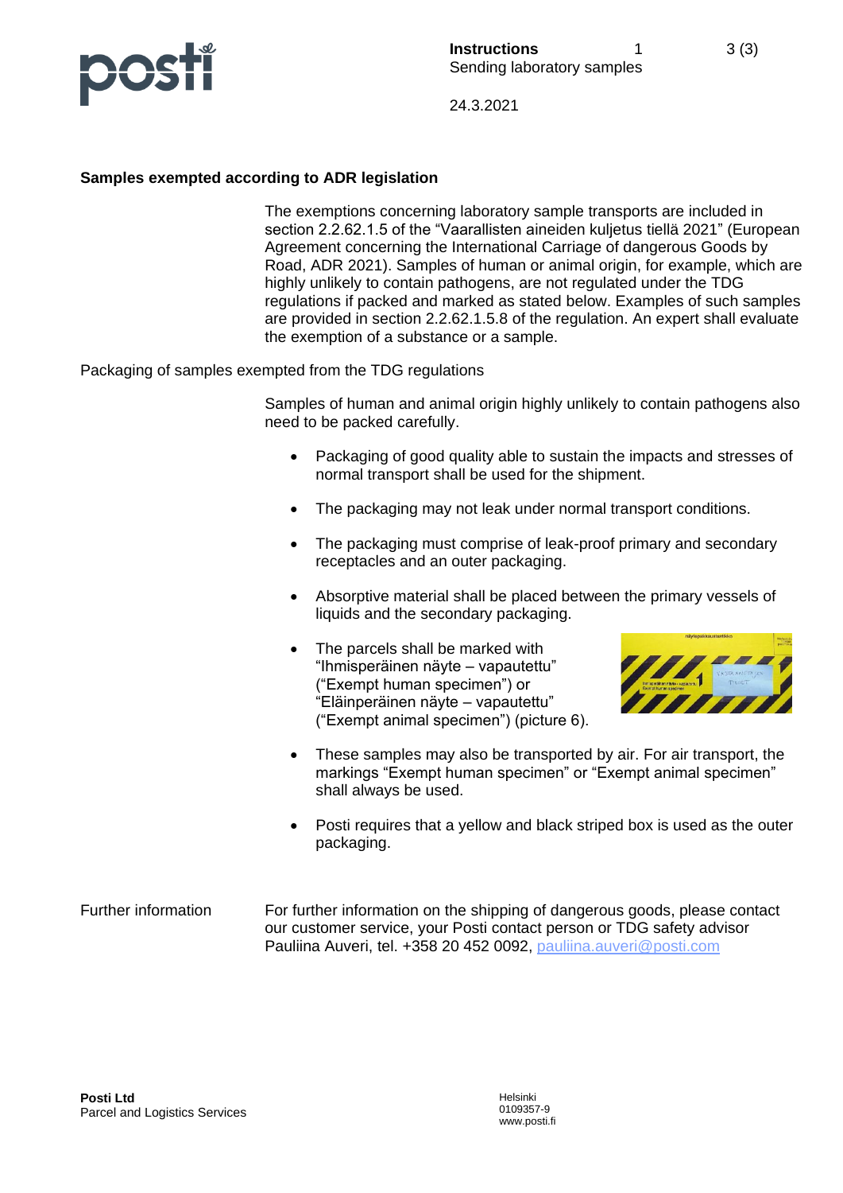## Samples exempted according to ADR legislation

The exemptions concerning laboratory sample transports are included in section 2.2.62.1.5 of the "Vaarallisten aineiden kuljetus tiellä 2021" (European Agreement concerning the International Carriage of dangerous Goods by Road, ADR 2021). Samples of human or animal origin, for example, which are highly unlikely to contain pathogens, are not regulated under the TDG regulations if packed and marked as stated below. Examples of such samples are provided in section 2.2.62.1.5.8 of the regulation. An expert shall evaluate the exemption of a substance or a sample.

Packaging of samples exempted from the TDG regulations

Samples of human and animal origin highly unlikely to contain pathogens also need to be packed carefully.

- Packaging of good quality able to sustain the impacts and stresses of normal transport shall be used for the shipment.
- The packaging may not leak under normal transport conditions.
- The packaging must comprise of leak-proof primary and secondary receptacles and an outer packaging.
- Absorptive material shall be placed between the primary vessels of liquids and the secondary packaging.
- The parcels shall be marked with "Ihmisperäinen näyte – vapautettu" ("Exempt human specimen") or "Eläinperäinen näyte – vapautettu" ("Exempt animal specimen") (picture 6).
- These samples may also be transported by air. For air transport, the markings "Exempt human specimen" or "Exempt animal specimen" shall always be used.
- Posti requires that a yellow and black striped box is used as the outer packaging.

Further information

For further information on the shipping of dangerous goods, please contact our customer service, your Posti contact person or TDG safety advisor Pauliina Auveri, tel. +358 20 452 0092, pauliina.auveri@posti.com